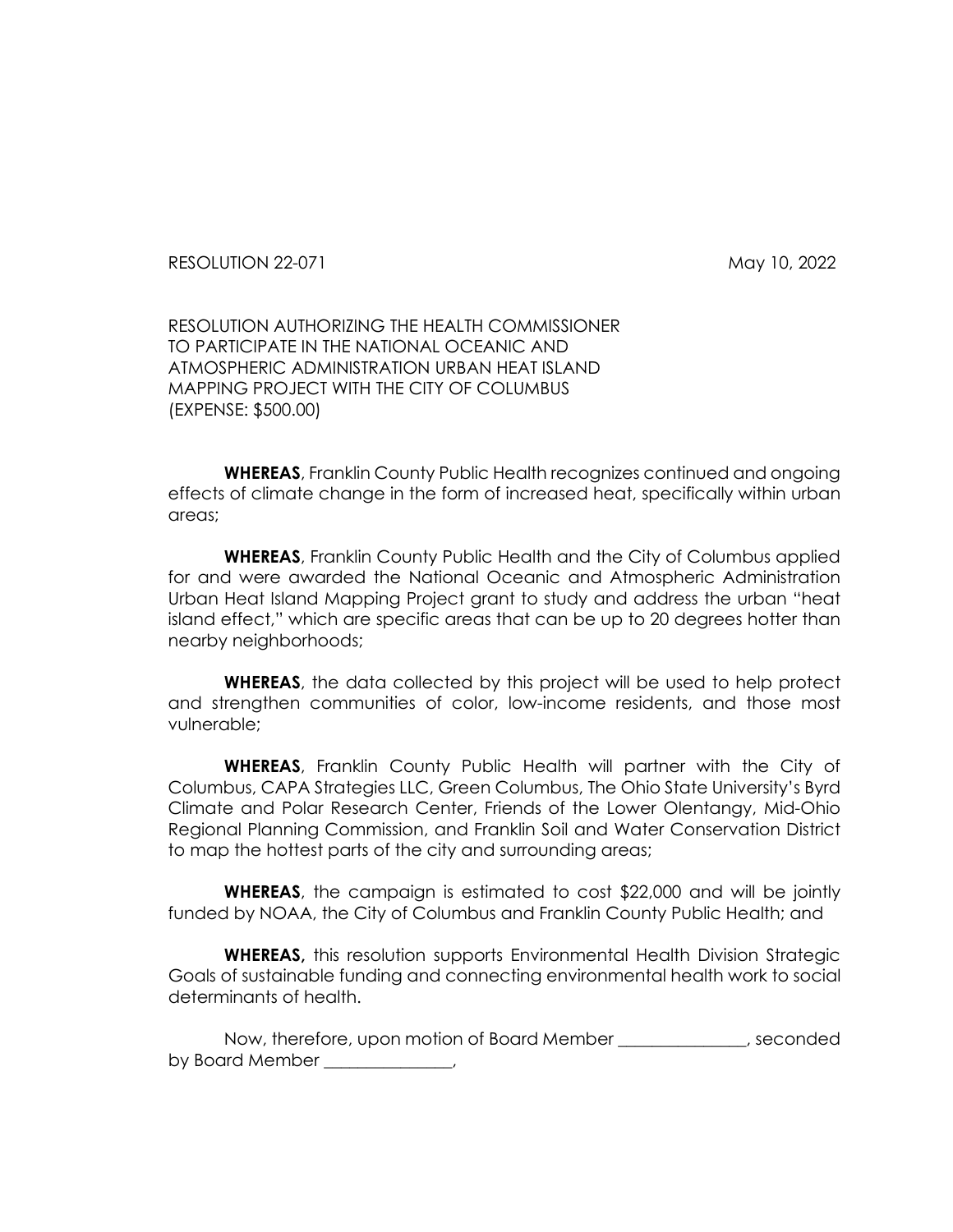RESOLUTION 22-071 May 10, 2022

RESOLUTION AUTHORIZING THE HEALTH COMMISSIONER TO PARTICIPATE IN THE NATIONAL OCEANIC AND ATMOSPHERIC ADMINISTRATION URBAN HEAT ISLAND MAPPING PROJECT WITH THE CITY OF COLUMBUS (EXPENSE: $500.00)

**WHEREAS**, Franklin County Public Health recognizes continued and ongoing effects of climate change in the form of increased heat, specifically within urban areas;

**WHEREAS**, Franklin County Public Health and the City of Columbus applied for and were awarded the National Oceanic and Atmospheric Administration Urban Heat Island Mapping Project grant to study and address the urban "heat island effect," which are specific areas that can be up to 20 degrees hotter than nearby neighborhoods;

**WHEREAS**, the data collected by this project will be used to help protect and strengthen communities of color, low-income residents, and those most vulnerable;

**WHEREAS**, Franklin County Public Health will partner with the City of Columbus, CAPA Strategies LLC, Green Columbus, The Ohio State University's Byrd Climate and Polar Research Center, Friends of the Lower Olentangy, Mid-Ohio Regional Planning Commission, and Franklin Soil and Water Conservation District to map the hottest parts of the city and surrounding areas;

**WHEREAS**, the campaign is estimated to cost $22,000 and will be jointly funded by NOAA, the City of Columbus and Franklin County Public Health; and

**WHEREAS,** this resolution supports Environmental Health Division Strategic Goals of sustainable funding and connecting environmental health work to social determinants of health.

Now, therefore, upon motion of Board Member _______________, seconded by Board Member _______________,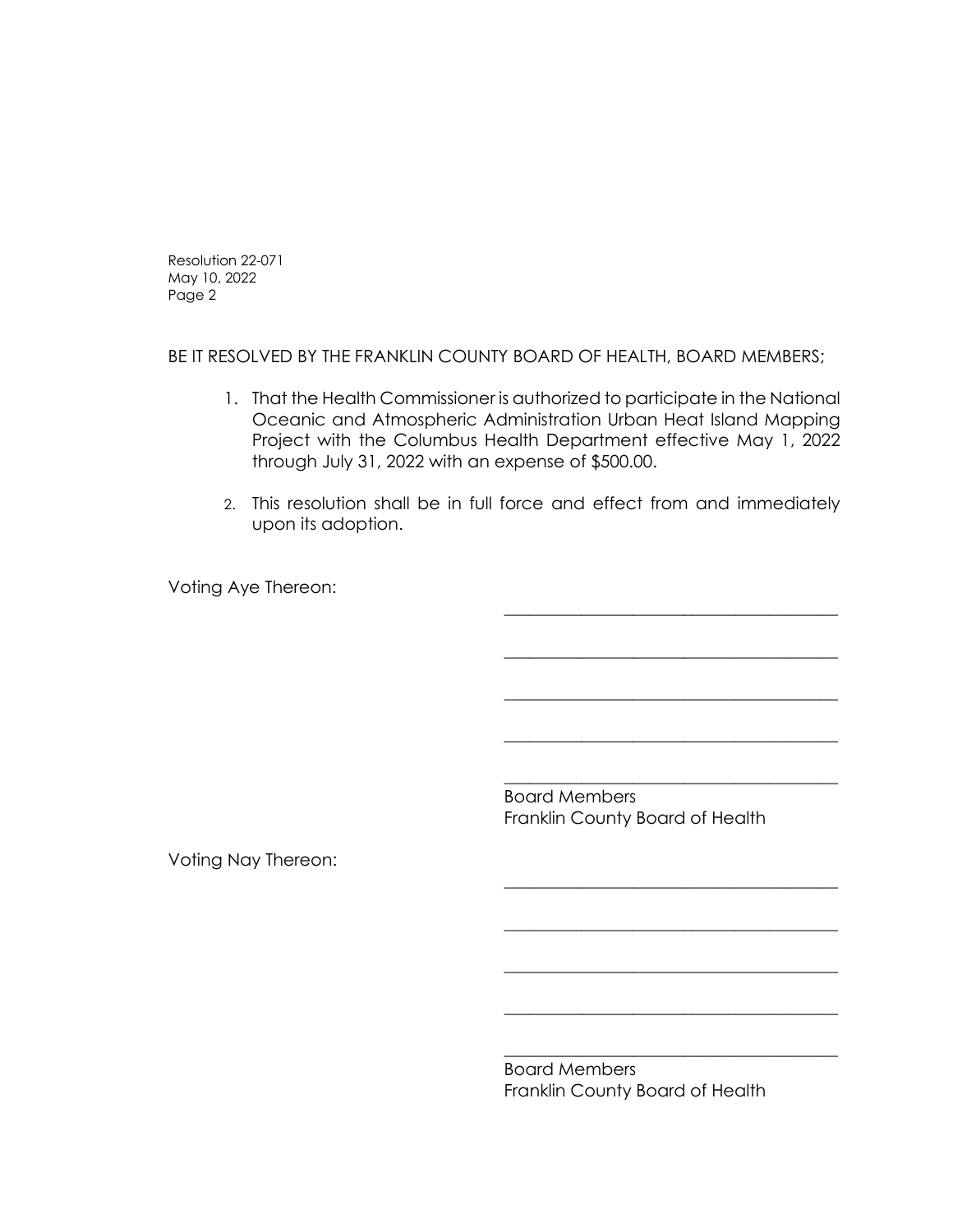Resolution 22-071
May 10, 2022
Page 2

BE IT RESOLVED BY THE FRANKLIN COUNTY BOARD OF HEALTH, BOARD MEMBERS;

1. That the Health Commissioner is authorized to participate in the National Oceanic and Atmospheric Administration Urban Heat Island Mapping Project with the Columbus Health Department effective May 1, 2022 through July 31, 2022 with an expense of $500.00.

2. This resolution shall be in full force and effect from and immediately upon its adoption.

Voting Aye Thereon:

\_\_\_\_\_\_\_\_\_\_\_\_\_\_\_\_\_\_\_\_\_\_\_\_\_\_\_\_\_\_\_\_\_\_\_\_

\_\_\_\_\_\_\_\_\_\_\_\_\_\_\_\_\_\_\_\_\_\_\_\_\_\_\_\_\_\_\_\_\_\_\_\_

\_\_\_\_\_\_\_\_\_\_\_\_\_\_\_\_\_\_\_\_\_\_\_\_\_\_\_\_\_\_\_\_\_\_\_\_

\_\_\_\_\_\_\_\_\_\_\_\_\_\_\_\_\_\_\_\_\_\_\_\_\_\_\_\_\_\_\_\_\_\_\_\_

\_\_\_\_\_\_\_\_\_\_\_\_\_\_\_\_\_\_\_\_\_\_\_\_\_\_\_\_\_\_\_\_\_\_\_\_

Board Members
Franklin County Board of Health

Voting Nay Thereon:

\_\_\_\_\_\_\_\_\_\_\_\_\_\_\_\_\_\_\_\_\_\_\_\_\_\_\_\_\_\_\_\_\_\_\_\_

\_\_\_\_\_\_\_\_\_\_\_\_\_\_\_\_\_\_\_\_\_\_\_\_\_\_\_\_\_\_\_\_\_\_\_\_

\_\_\_\_\_\_\_\_\_\_\_\_\_\_\_\_\_\_\_\_\_\_\_\_\_\_\_\_\_\_\_\_\_\_\_\_

\_\_\_\_\_\_\_\_\_\_\_\_\_\_\_\_\_\_\_\_\_\_\_\_\_\_\_\_\_\_\_\_\_\_\_\_

\_\_\_\_\_\_\_\_\_\_\_\_\_\_\_\_\_\_\_\_\_\_\_\_\_\_\_\_\_\_\_\_\_\_\_\_

Board Members
Franklin County Board of Health